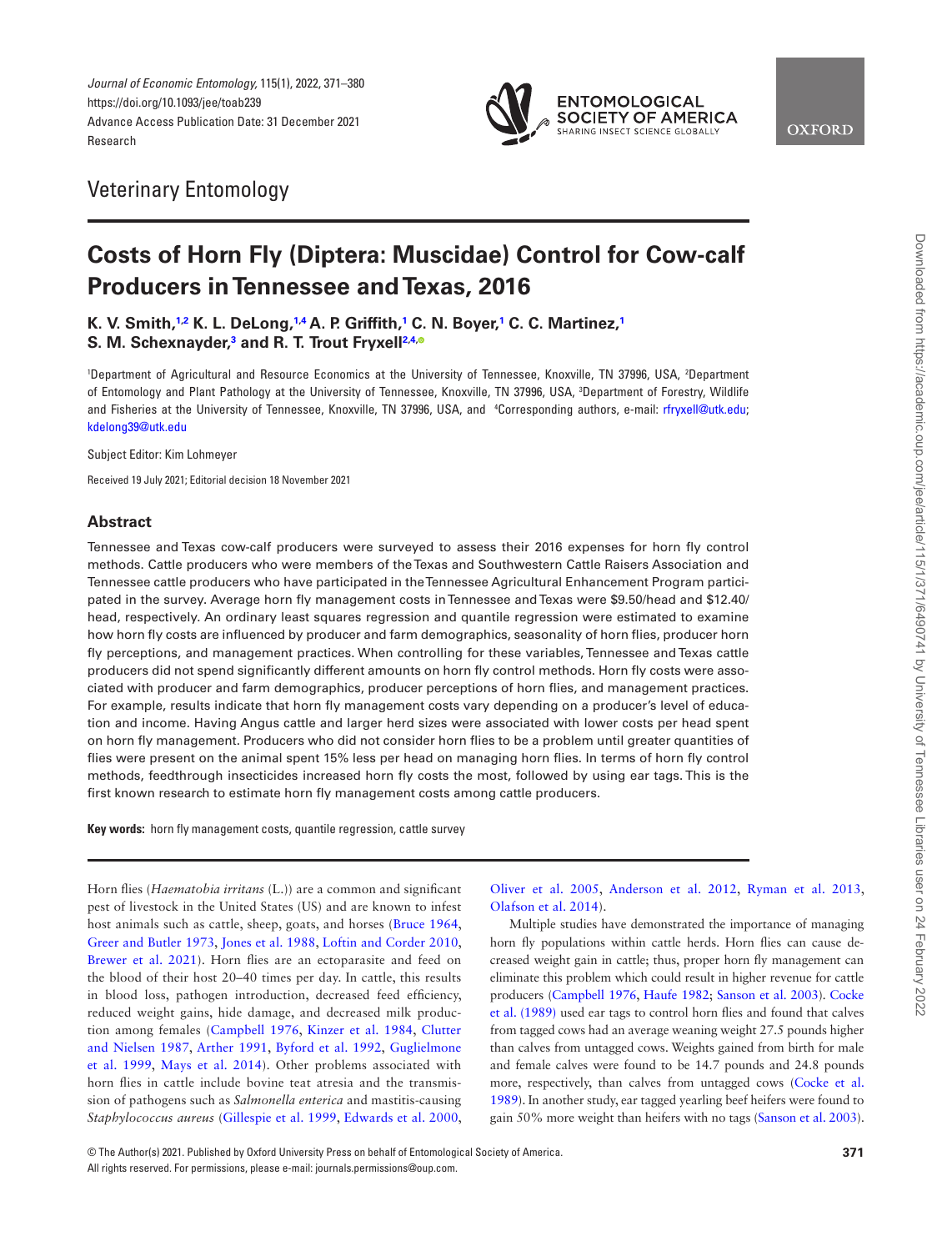Veterinary Entomology

# Costs of Horn Fly (Diptera: Muscidae) Control for Cow-calf Producers in Tennessee and Texas, 2016

**K. V. Smith,[1,2] K. L. DeLong,[1,4] A. P. Griffith,[1] C. N. Boyer,[1] C. C. Martinez,[1] S. M. Schexnayder,[3] and R. T. Trout Fryxell[2,4]**

[1]Department of Agricultural and Resource Economics at the University of Tennessee, Knoxville, TN 37996, USA, [2]Department of Entomology and Plant Pathology at the University of Tennessee, Knoxville, TN 37996, USA, [3]Department of Forestry, Wildlife and Fisheries at the University of Tennessee, Knoxville, TN 37996, USA, and [4]Corresponding authors, e-mail: rfryxell@utk.edu; kdelong39@utk.edu

Subject Editor: Kim Lohmeyer

Received 19 July 2021; Editorial decision 18 November 2021

## Abstract

Tennessee and Texas cow-calf producers were surveyed to assess their 2016 expenses for horn fly control methods. Cattle producers who were members of the Texas and Southwestern Cattle Raisers Association and Tennessee cattle producers who have participated in the Tennessee Agricultural Enhancement Program participated in the survey. Average horn fly management costs in Tennessee and Texas were $9.50/head and $12.40/head, respectively. An ordinary least squares regression and quantile regression were estimated to examine how horn fly costs are influenced by producer and farm demographics, seasonality of horn flies, producer horn fly perceptions, and management practices. When controlling for these variables, Tennessee and Texas cattle producers did not spend significantly different amounts on horn fly control methods. Horn fly costs were associated with producer and farm demographics, producer perceptions of horn flies, and management practices. For example, results indicate that horn fly management costs vary depending on a producer's level of education and income. Having Angus cattle and larger herd sizes were associated with lower costs per head spent on horn fly management. Producers who did not consider horn flies to be a problem until greater quantities of flies were present on the animal spent 15% less per head on managing horn flies. In terms of horn fly control methods, feedthrough insecticides increased horn fly costs the most, followed by using ear tags. This is the first known research to estimate horn fly management costs among cattle producers.

**Key words:** horn fly management costs, quantile regression, cattle survey

Horn flies (*Haematobia irritans* (L.)) are a common and significant pest of livestock in the United States (US) and are known to infest host animals such as cattle, sheep, goats, and horses (Bruce 1964, Greer and Butler 1973, Jones et al. 1988, Loftin and Corder 2010, Brewer et al. 2021). Horn flies are an ectoparasite and feed on the blood of their host 20–40 times per day. In cattle, this results in blood loss, pathogen introduction, decreased feed efficiency, reduced weight gains, hide damage, and decreased milk production among females (Campbell 1976, Kinzer et al. 1984, Clutter and Nielsen 1987, Arther 1991, Byford et al. 1992, Guglielmone et al. 1999, Mays et al. 2014). Other problems associated with horn flies in cattle include bovine teat atresia and the transmission of pathogens such as *Salmonella enterica* and mastitis-causing *Staphylococcus aureus* (Gillespie et al. 1999, Edwards et al. 2000, Oliver et al. 2005, Anderson et al. 2012, Ryman et al. 2013, Olafson et al. 2014).

Multiple studies have demonstrated the importance of managing horn fly populations within cattle herds. Horn flies can cause decreased weight gain in cattle; thus, proper horn fly management can eliminate this problem which could result in higher revenue for cattle producers (Campbell 1976, Haufe 1982; Sanson et al. 2003). Cocke et al. (1989) used ear tags to control horn flies and found that calves from tagged cows had an average weaning weight 27.5 pounds higher than calves from untagged cows. Weights gained from birth for male and female calves were found to be 14.7 pounds and 24.8 pounds more, respectively, than calves from untagged cows (Cocke et al. 1989). In another study, ear tagged yearling beef heifers were found to gain 50% more weight than heifers with no tags (Sanson et al. 2003).

© The Author(s) 2021. Published by Oxford University Press on behalf of Entomological Society of America. All rights reserved. For permissions, please e-mail: journals.permissions@oup.com.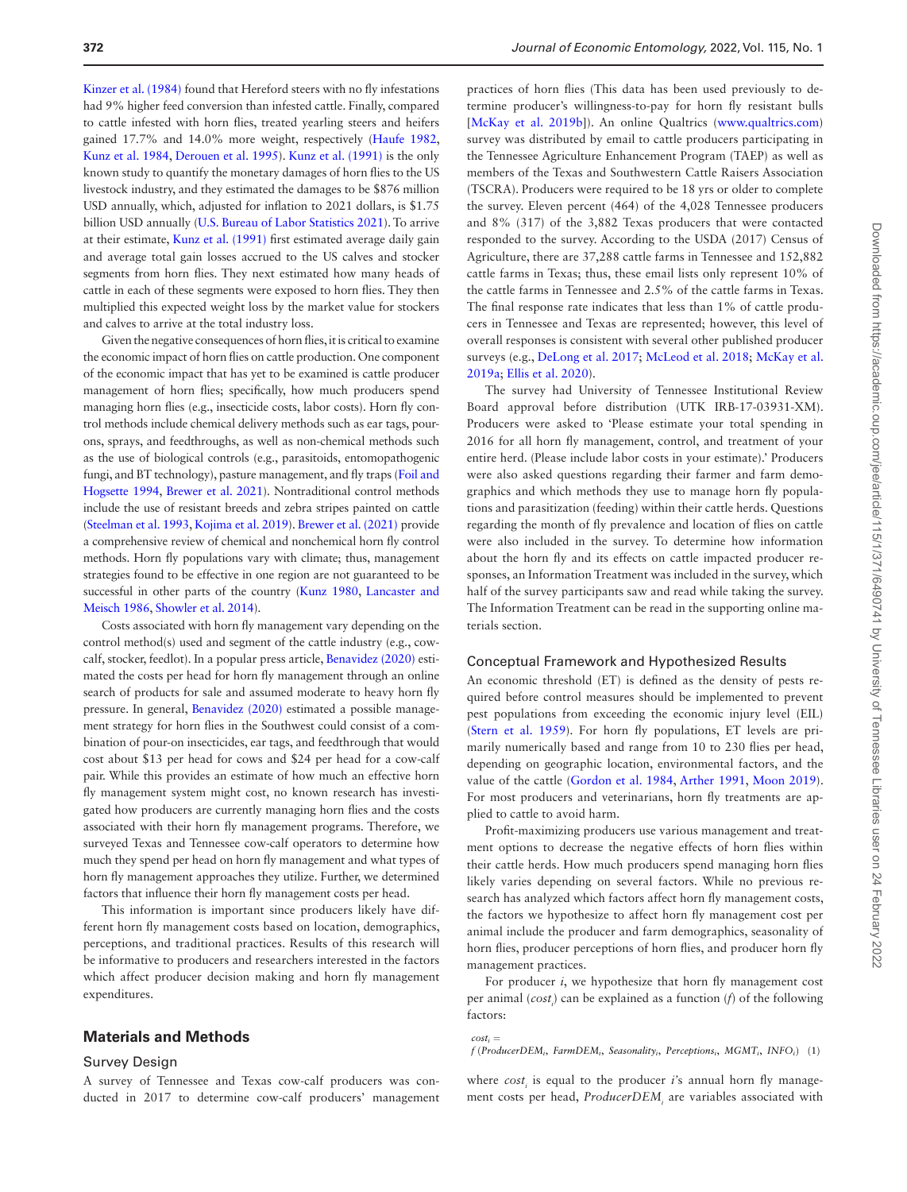Kinzer et al. (1984) found that Hereford steers with no fly infestations had 9% higher feed conversion than infested cattle. Finally, compared to cattle infested with horn flies, treated yearling steers and heifers gained 17.7% and 14.0% more weight, respectively (Haufe 1982, Kunz et al. 1984, Derouen et al. 1995). Kunz et al. (1991) is the only known study to quantify the monetary damages of horn flies to the US livestock industry, and they estimated the damages to be $876 million USD annually, which, adjusted for inflation to 2021 dollars, is $1.75 billion USD annually (U.S. Bureau of Labor Statistics 2021). To arrive at their estimate, Kunz et al. (1991) first estimated average daily gain and average total gain losses accrued to the US calves and stocker segments from horn flies. They next estimated how many heads of cattle in each of these segments were exposed to horn flies. They then multiplied this expected weight loss by the market value for stockers and calves to arrive at the total industry loss.

Given the negative consequences of horn flies, it is critical to examine the economic impact of horn flies on cattle production. One component of the economic impact that has yet to be examined is cattle producer management of horn flies; specifically, how much producers spend managing horn flies (e.g., insecticide costs, labor costs). Horn fly control methods include chemical delivery methods such as ear tags, pour-ons, sprays, and feedthroughs, as well as non-chemical methods such as the use of biological controls (e.g., parasitoids, entomopathogenic fungi, and BT technology), pasture management, and fly traps (Foil and Hogsette 1994, Brewer et al. 2021). Nontraditional control methods include the use of resistant breeds and zebra stripes painted on cattle (Steelman et al. 1993, Kojima et al. 2019). Brewer et al. (2021) provide a comprehensive review of chemical and nonchemical horn fly control methods. Horn fly populations vary with climate; thus, management strategies found to be effective in one region are not guaranteed to be successful in other parts of the country (Kunz 1980, Lancaster and Meisch 1986, Showler et al. 2014).

Costs associated with horn fly management vary depending on the control method(s) used and segment of the cattle industry (e.g., cow-calf, stocker, feedlot). In a popular press article, Benavidez (2020) estimated the costs per head for horn fly management through an online search of products for sale and assumed moderate to heavy horn fly pressure. In general, Benavidez (2020) estimated a possible management strategy for horn flies in the Southwest could consist of a combination of pour-on insecticides, ear tags, and feedthrough that would cost about $13 per head for cows and $24 per head for a cow-calf pair. While this provides an estimate of how much an effective horn fly management system might cost, no known research has investigated how producers are currently managing horn flies and the costs associated with their horn fly management programs. Therefore, we surveyed Texas and Tennessee cow-calf operators to determine how much they spend per head on horn fly management and what types of horn fly management approaches they utilize. Further, we determined factors that influence their horn fly management costs per head.

This information is important since producers likely have different horn fly management costs based on location, demographics, perceptions, and traditional practices. Results of this research will be informative to producers and researchers interested in the factors which affect producer decision making and horn fly management expenditures.

## Materials and Methods

### Survey Design

A survey of Tennessee and Texas cow-calf producers was conducted in 2017 to determine cow-calf producers' management practices of horn flies (This data has been used previously to determine producer's willingness-to-pay for horn fly resistant bulls [McKay et al. 2019b]). An online Qualtrics (www.qualtrics.com) survey was distributed by email to cattle producers participating in the Tennessee Agriculture Enhancement Program (TAEP) as well as members of the Texas and Southwestern Cattle Raisers Association (TSCRA). Producers were required to be 18 yrs or older to complete the survey. Eleven percent (464) of the 4,028 Tennessee producers and 8% (317) of the 3,882 Texas producers that were contacted responded to the survey. According to the USDA (2017) Census of Agriculture, there are 37,288 cattle farms in Tennessee and 152,882 cattle farms in Texas; thus, these email lists only represent 10% of the cattle farms in Tennessee and 2.5% of the cattle farms in Texas. The final response rate indicates that less than 1% of cattle producers in Tennessee and Texas are represented; however, this level of overall responses is consistent with several other published producer surveys (e.g., DeLong et al. 2017; McLeod et al. 2018; McKay et al. 2019a; Ellis et al. 2020).

The survey had University of Tennessee Institutional Review Board approval before distribution (UTK IRB-17-03931-XM). Producers were asked to 'Please estimate your total spending in 2016 for all horn fly management, control, and treatment of your entire herd. (Please include labor costs in your estimate).' Producers were also asked questions regarding their farmer and farm demographics and which methods they use to manage horn fly populations and parasitization (feeding) within their cattle herds. Questions regarding the month of fly prevalence and location of flies on cattle were also included in the survey. To determine how information about the horn fly and its effects on cattle impacted producer responses, an Information Treatment was included in the survey, which half of the survey participants saw and read while taking the survey. The Information Treatment can be read in the supporting online materials section.

### Conceptual Framework and Hypothesized Results

An economic threshold (ET) is defined as the density of pests required before control measures should be implemented to prevent pest populations from exceeding the economic injury level (EIL) (Stern et al. 1959). For horn fly populations, ET levels are primarily numerically based and range from 10 to 230 flies per head, depending on geographic location, environmental factors, and the value of the cattle (Gordon et al. 1984, Arther 1991, Moon 2019). For most producers and veterinarians, horn fly treatments are applied to cattle to avoid harm.

Profit-maximizing producers use various management and treatment options to decrease the negative effects of horn flies within their cattle herds. How much producers spend managing horn flies likely varies depending on several factors. While no previous research has analyzed which factors affect horn fly management costs, the factors we hypothesize to affect horn fly management cost per animal include the producer and farm demographics, seasonality of horn flies, producer perceptions of horn flies, and producer horn fly management practices.

For producer $i$, we hypothesize that horn fly management cost per animal ($cost_i$) can be explained as a function ($f$) of the following factors:

$$cost_i = f\,(ProducerDEM_i,\ FarmDEM_i,\ Seasonality_i,\ Perceptions_i,\ MGMT_i,\ INFO_i) \quad (1)$$

where $cost_i$ is equal to the producer $i$'s annual horn fly management costs per head, $ProducerDEM_i$ are variables associated with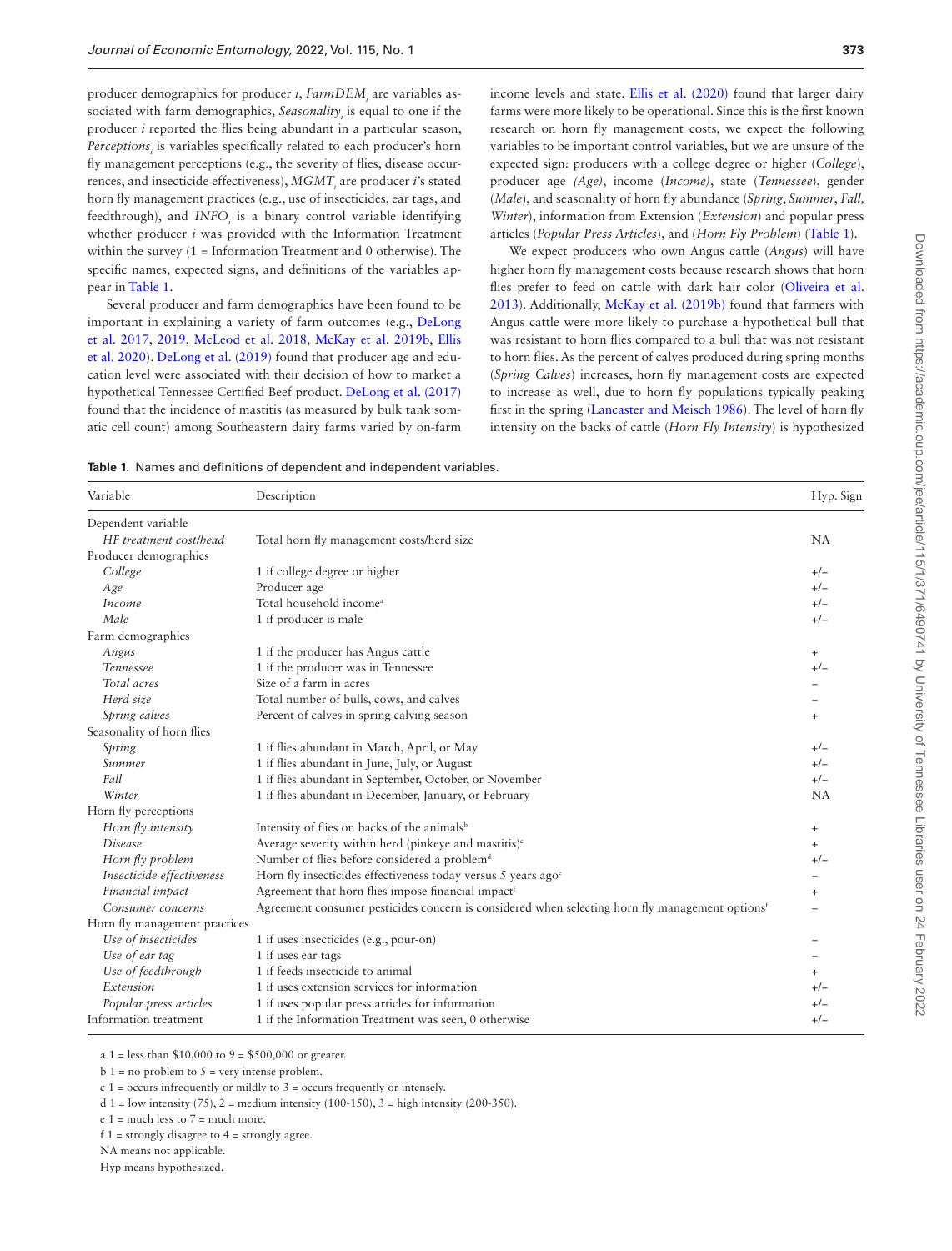producer demographics for producer $i$, $FarmDEM_i$ are variables associated with farm demographics, $Seasonality_i$ is equal to one if the producer $i$ reported the flies being abundant in a particular season, $Perceptions_i$ is variables specifically related to each producer's horn fly management perceptions (e.g., the severity of flies, disease occurrences, and insecticide effectiveness), $MGMT_i$ are producer $i$'s stated horn fly management practices (e.g., use of insecticides, ear tags, and feedthrough), and $INFO_i$ is a binary control variable identifying whether producer $i$ was provided with the Information Treatment within the survey (1 = Information Treatment and 0 otherwise). The specific names, expected signs, and definitions of the variables appear in Table 1.

Several producer and farm demographics have been found to be important in explaining a variety of farm outcomes (e.g., DeLong et al. 2017, 2019, McLeod et al. 2018, McKay et al. 2019b, Ellis et al. 2020). DeLong et al. (2019) found that producer age and education level were associated with their decision of how to market a hypothetical Tennessee Certified Beef product. DeLong et al. (2017) found that the incidence of mastitis (as measured by bulk tank somatic cell count) among Southeastern dairy farms varied by on-farm income levels and state. Ellis et al. (2020) found that larger dairy farms were more likely to be operational. Since this is the first known research on horn fly management costs, we expect the following variables to be important control variables, but we are unsure of the expected sign: producers with a college degree or higher (*College*), producer age *(Age)*, income *(Income)*, state (*Tennessee*), gender (*Male*), and seasonality of horn fly abundance (*Spring*, *Summer*, *Fall, Winter*), information from Extension (*Extension*) and popular press articles (*Popular Press Articles*), and (*Horn Fly Problem*) (Table 1).

We expect producers who own Angus cattle (*Angus*) will have higher horn fly management costs because research shows that horn flies prefer to feed on cattle with dark hair color (Oliveira et al. 2013). Additionally, McKay et al. (2019b) found that farmers with Angus cattle were more likely to purchase a hypothetical bull that was resistant to horn flies compared to a bull that was not resistant to horn flies. As the percent of calves produced during spring months (*Spring Calves*) increases, horn fly management costs are expected to increase as well, due to horn fly populations typically peaking first in the spring (Lancaster and Meisch 1986). The level of horn fly intensity on the backs of cattle (*Horn Fly Intensity*) is hypothesized

**Table 1.** Names and definitions of dependent and independent variables.

| Variable | Description | Hyp. Sign |
|---|---|---|
| Dependent variable | | |
| *HF treatment cost/head* | Total horn fly management costs/herd size | NA |
| Producer demographics | | |
| *College* | 1 if college degree or higher | +/− |
| *Age* | Producer age | +/− |
| *Income* | Total household income[a] | +/− |
| *Male* | 1 if producer is male | +/− |
| Farm demographics | | |
| *Angus* | 1 if the producer has Angus cattle | + |
| *Tennessee* | 1 if the producer was in Tennessee | +/− |
| *Total acres* | Size of a farm in acres | − |
| *Herd size* | Total number of bulls, cows, and calves | − |
| *Spring calves* | Percent of calves in spring calving season | + |
| Seasonality of horn flies | | |
| *Spring* | 1 if flies abundant in March, April, or May | +/− |
| *Summer* | 1 if flies abundant in June, July, or August | +/− |
| *Fall* | 1 if flies abundant in September, October, or November | +/− |
| *Winter* | 1 if flies abundant in December, January, or February | NA |
| Horn fly perceptions | | |
| *Horn fly intensity* | Intensity of flies on backs of the animals[b] | + |
| *Disease* | Average severity within herd (pinkeye and mastitis)[c] | + |
| *Horn fly problem* | Number of flies before considered a problem[d] | +/− |
| *Insecticide effectiveness* | Horn fly insecticides effectiveness today versus 5 years ago[e] | − |
| *Financial impact* | Agreement that horn flies impose financial impact[f] | + |
| *Consumer concerns* | Agreement consumer pesticides concern is considered when selecting horn fly management options[f] | − |
| Horn fly management practices | | |
| *Use of insecticides* | 1 if uses insecticides (e.g., pour-on) | − |
| *Use of ear tag* | 1 if uses ear tags | − |
| *Use of feedthrough* | 1 if feeds insecticide to animal | + |
| *Extension* | 1 if uses extension services for information | +/− |
| *Popular press articles* | 1 if uses popular press articles for information | +/− |
| Information treatment | 1 if the Information Treatment was seen, 0 otherwise | +/− |

a 1 = less than \$10,000 to 9 = \$500,000 or greater.

b 1 = no problem to 5 = very intense problem.

c 1 = occurs infrequently or mildly to 3 = occurs frequently or intensely.

d 1 = low intensity (75), 2 = medium intensity (100-150), 3 = high intensity (200-350).

e 1 = much less to 7 = much more.

f 1 = strongly disagree to 4 = strongly agree.

NA means not applicable.

Hyp means hypothesized.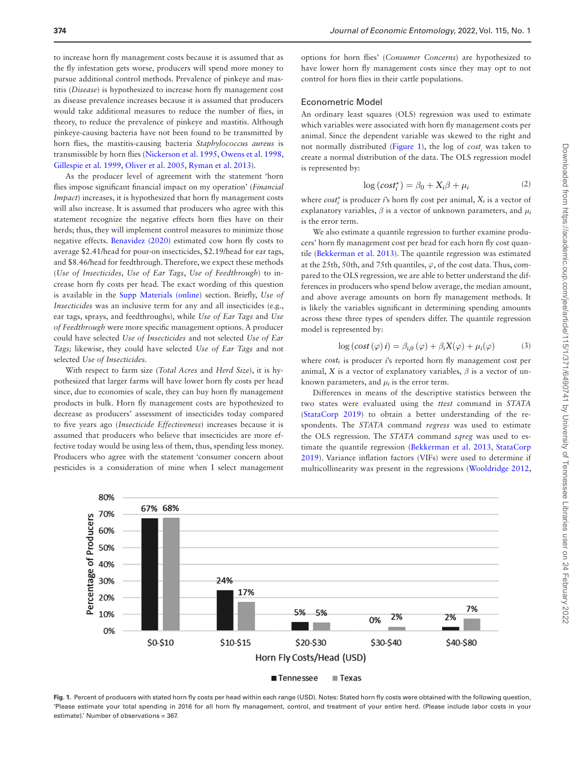to increase horn fly management costs because it is assumed that as the fly infestation gets worse, producers will spend more money to pursue additional control methods. Prevalence of pinkeye and mastitis (*Disease*) is hypothesized to increase horn fly management cost as disease prevalence increases because it is assumed that producers would take additional measures to reduce the number of flies, in theory, to reduce the prevalence of pinkeye and mastitis. Although pinkeye-causing bacteria have not been found to be transmitted by horn flies, the mastitis-causing bacteria *Staphylococcus aureus* is transmissible by horn flies (Nickerson et al. 1995, Owens et al. 1998, Gillespie et al. 1999, Oliver et al. 2005, Ryman et al. 2013).

As the producer level of agreement with the statement 'horn flies impose significant financial impact on my operation' (*Financial Impact*) increases, it is hypothesized that horn fly management costs will also increase. It is assumed that producers who agree with this statement recognize the negative effects horn flies have on their herds; thus, they will implement control measures to minimize those negative effects. Benavidez (2020) estimated cow horn fly costs to average $2.41/head for pour-on insecticides, $2.19/head for ear tags, and $8.46/head for feedthrough. Therefore, we expect these methods (*Use of Insecticides*, *Use of Ear Tags*, *Use of Feedthrough*) to increase horn fly costs per head. The exact wording of this question is available in the Supp Materials (online) section. Briefly, *Use of Insecticides* was an inclusive term for any and all insecticides (e.g., ear tags, sprays, and feedthroughs), while *Use of Ear Tags* and *Use of Feedthrough* were more specific management options. A producer could have selected *Use of Insecticides* and not selected *Use of Ear Tags;* likewise, they could have selected *Use of Ear Tags* and not selected *Use of Insecticides*.

With respect to farm size (*Total Acres* and *Herd Size*), it is hypothesized that larger farms will have lower horn fly costs per head since, due to economies of scale, they can buy horn fly management products in bulk. Horn fly management costs are hypothesized to decrease as producers' assessment of insecticides today compared to five years ago (*Insecticide Effectiveness*) increases because it is assumed that producers who believe that insecticides are more effective today would be using less of them, thus, spending less money. Producers who agree with the statement 'consumer concern about pesticides is a consideration of mine when I select management options for horn flies' (*Consumer Concerns*) are hypothesized to have lower horn fly management costs since they may opt to not control for horn flies in their cattle populations.

## Econometric Model

An ordinary least squares (OLS) regression was used to estimate which variables were associated with horn fly management costs per animal. Since the dependent variable was skewed to the right and not normally distributed (Figure 1), the log of $cost_i$ was taken to create a normal distribution of the data. The OLS regression model is represented by:

$$\log\left(cost_i^*\right) = \beta_0 + X_i\beta + \mu_i \tag{2}$$

where $cost_i^*$ is producer $i$'s horn fly cost per animal, $X_i$ is a vector of explanatory variables, $\beta$ is a vector of unknown parameters, and $\mu_i$ is the error term.

We also estimate a quantile regression to further examine producers' horn fly management cost per head for each horn fly cost quantile (Bekkerman et al. 2013). The quantile regression was estimated at the 25th, 50th, and 75th quantiles, $\varphi$, of the cost data. Thus, compared to the OLS regression, we are able to better understand the differences in producers who spend below average, the median amount, and above average amounts on horn fly management methods. It is likely the variables significant in determining spending amounts across these three types of spenders differ. The quantile regression model is represented by:

$$\log\left(cost\left(\varphi\right)i\right) = \beta_{i,0}\left(\varphi\right) + \beta_i X(\varphi) + \mu_i(\varphi) \tag{3}$$

where $cost_i$ is producer $i$'s reported horn fly management cost per animal, $X$ is a vector of explanatory variables, $\beta$ is a vector of unknown parameters, and $\mu_i$ is the error term.

Differences in means of the descriptive statistics between the two states were evaluated using the *ttest* command in *STATA* (StataCorp 2019) to obtain a better understanding of the respondents. The *STATA* command *regress* was used to estimate the OLS regression. The *STATA* command *sqreg* was used to estimate the quantile regression (Bekkerman et al. 2013, StataCorp 2019). Variance inflation factors (VIFs) were used to determine if multicollinearity was present in the regressions (Wooldridge 2012,

| Horn Fly Costs/Head (USD) | Tennessee | Texas |
|---|---|---|
| $0-$10 | 67% | 68% |
| $10-$15 | 24% | 17% |
| $20-$30 | 5% | 5% |
| $30-$40 | 0% | 2% |
| $40-$80 | 2% | 7% |

**Fig. 1.** Percent of producers with stated horn fly costs per head within each range (USD). Notes: Stated horn fly costs were obtained with the following question, 'Please estimate your total spending in 2016 for all horn fly management, control, and treatment of your entire herd. (Please include labor costs in your estimate).' Number of observations = 367.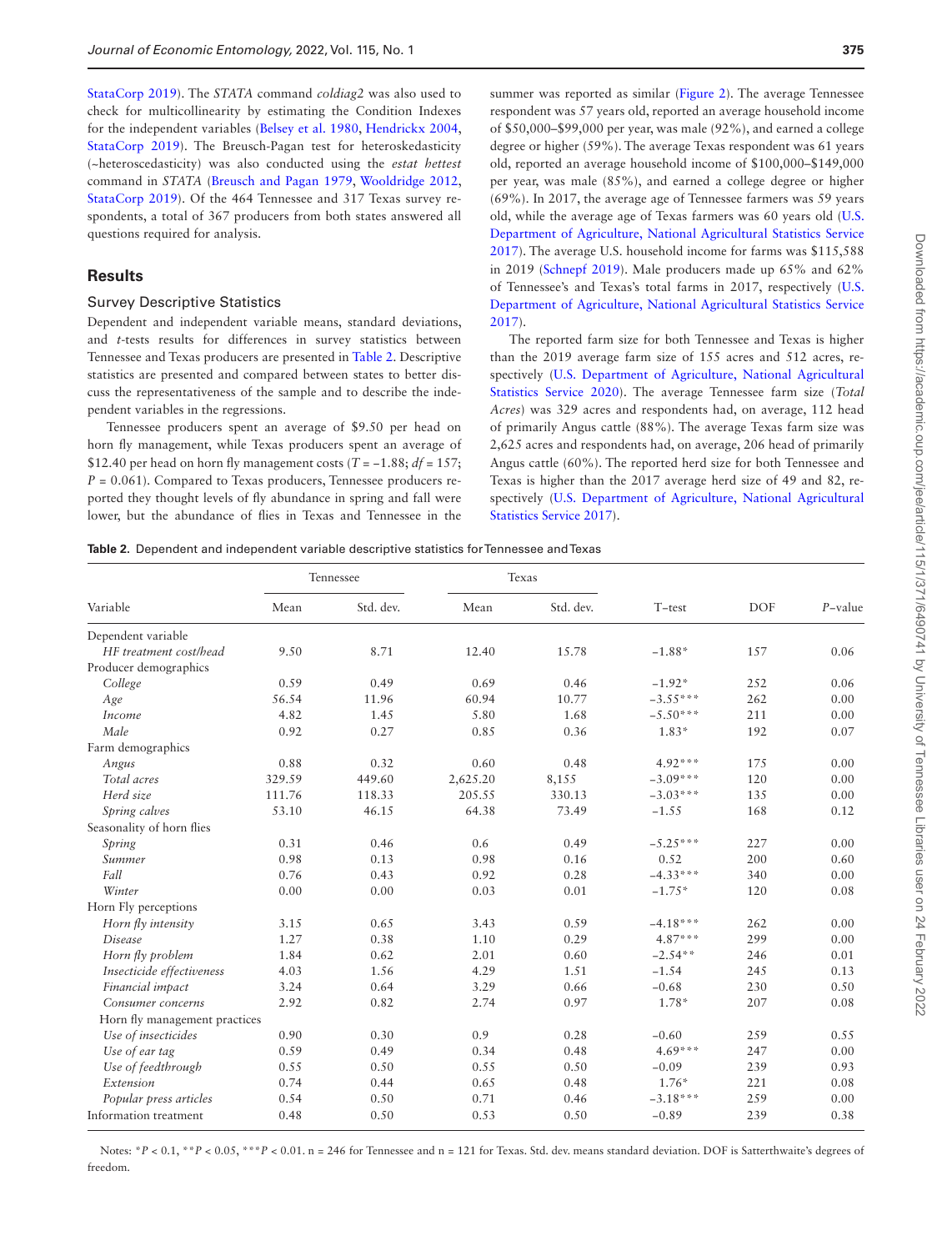StataCorp 2019). The *STATA* command *coldiag2* was also used to check for multicollinearity by estimating the Condition Indexes for the independent variables (Belsey et al. 1980, Hendrickx 2004, StataCorp 2019). The Breusch-Pagan test for heteroskedasticity (~heteroscedasticity) was also conducted using the *estat hettest* command in *STATA* (Breusch and Pagan 1979, Wooldridge 2012, StataCorp 2019). Of the 464 Tennessee and 317 Texas survey respondents, a total of 367 producers from both states answered all questions required for analysis.

## Results

### Survey Descriptive Statistics

Dependent and independent variable means, standard deviations, and *t*-tests results for differences in survey statistics between Tennessee and Texas producers are presented in Table 2. Descriptive statistics are presented and compared between states to better discuss the representativeness of the sample and to describe the independent variables in the regressions.

Tennessee producers spent an average of $9.50 per head on horn fly management, while Texas producers spent an average of $12.40 per head on horn fly management costs ($T = -1.88$; $df = 157$; $P = 0.061$). Compared to Texas producers, Tennessee producers reported they thought levels of fly abundance in spring and fall were lower, but the abundance of flies in Texas and Tennessee in the summer was reported as similar (Figure 2). The average Tennessee respondent was 57 years old, reported an average household income of $50,000–$99,000 per year, was male (92%), and earned a college degree or higher (59%). The average Texas respondent was 61 years old, reported an average household income of $100,000–$149,000 per year, was male (85%), and earned a college degree or higher (69%). In 2017, the average age of Tennessee farmers was 59 years old, while the average age of Texas farmers was 60 years old (U.S. Department of Agriculture, National Agricultural Statistics Service 2017). The average U.S. household income for farms was $115,588 in 2019 (Schnepf 2019). Male producers made up 65% and 62% of Tennessee's and Texas's total farms in 2017, respectively (U.S. Department of Agriculture, National Agricultural Statistics Service 2017).

The reported farm size for both Tennessee and Texas is higher than the 2019 average farm size of 155 acres and 512 acres, respectively (U.S. Department of Agriculture, National Agricultural Statistics Service 2020). The average Tennessee farm size (*Total Acres*) was 329 acres and respondents had, on average, 112 head of primarily Angus cattle (88%). The average Texas farm size was 2,625 acres and respondents had, on average, 206 head of primarily Angus cattle (60%). The reported herd size for both Tennessee and Texas is higher than the 2017 average herd size of 49 and 82, respectively (U.S. Department of Agriculture, National Agricultural Statistics Service 2017).

**Table 2.** Dependent and independent variable descriptive statistics for Tennessee and Texas

| Variable | Tennessee | | Texas | | T–test | DOF | *P*–value |
|---|---|---|---|---|---|---|---|
| | Mean | Std. dev. | Mean | Std. dev. | | | |
| Dependent variable | | | | | | | |
| *HF treatment cost/head* | 9.50 | 8.71 | 12.40 | 15.78 | −1.88* | 157 | 0.06 |
| Producer demographics | | | | | | | |
| *College* | 0.59 | 0.49 | 0.69 | 0.46 | −1.92* | 252 | 0.06 |
| *Age* | 56.54 | 11.96 | 60.94 | 10.77 | −3.55*** | 262 | 0.00 |
| *Income* | 4.82 | 1.45 | 5.80 | 1.68 | −5.50*** | 211 | 0.00 |
| *Male* | 0.92 | 0.27 | 0.85 | 0.36 | 1.83* | 192 | 0.07 |
| Farm demographics | | | | | | | |
| *Angus* | 0.88 | 0.32 | 0.60 | 0.48 | 4.92*** | 175 | 0.00 |
| *Total acres* | 329.59 | 449.60 | 2,625.20 | 8,155 | −3.09*** | 120 | 0.00 |
| *Herd size* | 111.76 | 118.33 | 205.55 | 330.13 | −3.03*** | 135 | 0.00 |
| *Spring calves* | 53.10 | 46.15 | 64.38 | 73.49 | −1.55 | 168 | 0.12 |
| Seasonality of horn flies | | | | | | | |
| *Spring* | 0.31 | 0.46 | 0.6 | 0.49 | −5.25*** | 227 | 0.00 |
| *Summer* | 0.98 | 0.13 | 0.98 | 0.16 | 0.52 | 200 | 0.60 |
| *Fall* | 0.76 | 0.43 | 0.92 | 0.28 | −4.33*** | 340 | 0.00 |
| *Winter* | 0.00 | 0.00 | 0.03 | 0.01 | −1.75* | 120 | 0.08 |
| Horn Fly perceptions | | | | | | | |
| *Horn fly intensity* | 3.15 | 0.65 | 3.43 | 0.59 | −4.18*** | 262 | 0.00 |
| *Disease* | 1.27 | 0.38 | 1.10 | 0.29 | 4.87*** | 299 | 0.00 |
| *Horn fly problem* | 1.84 | 0.62 | 2.01 | 0.60 | −2.54** | 246 | 0.01 |
| *Insecticide effectiveness* | 4.03 | 1.56 | 4.29 | 1.51 | −1.54 | 245 | 0.13 |
| *Financial impact* | 3.24 | 0.64 | 3.29 | 0.66 | −0.68 | 230 | 0.50 |
| *Consumer concerns* | 2.92 | 0.82 | 2.74 | 0.97 | 1.78* | 207 | 0.08 |
| Horn fly management practices | | | | | | | |
| *Use of insecticides* | 0.90 | 0.30 | 0.9 | 0.28 | −0.60 | 259 | 0.55 |
| *Use of ear tag* | 0.59 | 0.49 | 0.34 | 0.48 | 4.69*** | 247 | 0.00 |
| *Use of feedthrough* | 0.55 | 0.50 | 0.55 | 0.50 | −0.09 | 239 | 0.93 |
| *Extension* | 0.74 | 0.44 | 0.65 | 0.48 | 1.76* | 221 | 0.08 |
| *Popular press articles* | 0.54 | 0.50 | 0.71 | 0.46 | −3.18*** | 259 | 0.00 |
| Information treatment | 0.48 | 0.50 | 0.53 | 0.50 | −0.89 | 239 | 0.38 |

Notes: *$P < 0.1$, **$P < 0.05$, ***$P < 0.01$. n = 246 for Tennessee and n = 121 for Texas. Std. dev. means standard deviation. DOF is Satterthwaite's degrees of freedom.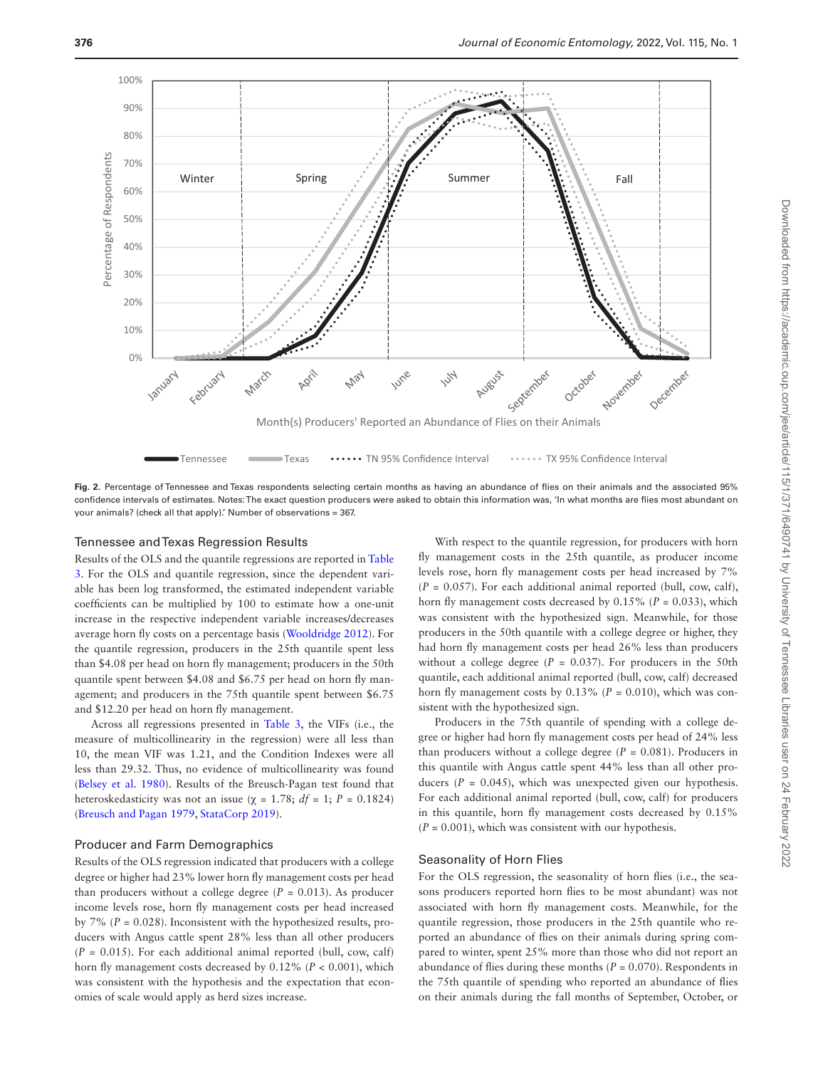Fig. 2. Percentage of Tennessee and Texas respondents selecting certain months as having an abundance of flies on their animals and the associated 95% confidence intervals of estimates. Notes: The exact question producers were asked to obtain this information was, 'In what months are flies most abundant on your animals? (check all that apply).' Number of observations = 367.

### Tennessee and Texas Regression Results

Results of the OLS and the quantile regressions are reported in Table 3. For the OLS and quantile regression, since the dependent variable has been log transformed, the estimated independent variable coefficients can be multiplied by 100 to estimate how a one-unit increase in the respective independent variable increases/decreases average horn fly costs on a percentage basis (Wooldridge 2012). For the quantile regression, producers in the 25th quantile spent less than \$4.08 per head on horn fly management; producers in the 50th quantile spent between \$4.08 and \$6.75 per head on horn fly management; and producers in the 75th quantile spent between \$6.75 and \$12.20 per head on horn fly management.

Across all regressions presented in Table 3, the VIFs (i.e., the measure of multicollinearity in the regression) were all less than 10, the mean VIF was 1.21, and the Condition Indexes were all less than 29.32. Thus, no evidence of multicollinearity was found (Belsey et al. 1980). Results of the Breusch-Pagan test found that heteroskedasticity was not an issue ($\chi$ = 1.78; $df$ = 1; $P$ = 0.1824) (Breusch and Pagan 1979, StataCorp 2019).

### Producer and Farm Demographics

Results of the OLS regression indicated that producers with a college degree or higher had 23% lower horn fly management costs per head than producers without a college degree ($P$ = 0.013). As producer income levels rose, horn fly management costs per head increased by 7% ($P$ = 0.028). Inconsistent with the hypothesized results, producers with Angus cattle spent 28% less than all other producers ($P$ = 0.015). For each additional animal reported (bull, cow, calf) horn fly management costs decreased by 0.12% ($P$ < 0.001), which was consistent with the hypothesis and the expectation that economies of scale would apply as herd sizes increase.

With respect to the quantile regression, for producers with horn fly management costs in the 25th quantile, as producer income levels rose, horn fly management costs per head increased by 7% ($P$ = 0.057). For each additional animal reported (bull, cow, calf), horn fly management costs decreased by 0.15% ($P$ = 0.033), which was consistent with the hypothesized sign. Meanwhile, for those producers in the 50th quantile with a college degree or higher, they had horn fly management costs per head 26% less than producers without a college degree ($P$ = 0.037). For producers in the 50th quantile, each additional animal reported (bull, cow, calf) decreased horn fly management costs by 0.13% ($P$ = 0.010), which was consistent with the hypothesized sign.

Producers in the 75th quantile of spending with a college degree or higher had horn fly management costs per head of 24% less than producers without a college degree ($P$ = 0.081). Producers in this quantile with Angus cattle spent 44% less than all other producers ($P$ = 0.045), which was unexpected given our hypothesis. For each additional animal reported (bull, cow, calf) for producers in this quantile, horn fly management costs decreased by 0.15% ($P$ = 0.001), which was consistent with our hypothesis.

### Seasonality of Horn Flies

For the OLS regression, the seasonality of horn flies (i.e., the seasons producers reported horn flies to be most abundant) was not associated with horn fly management costs. Meanwhile, for the quantile regression, those producers in the 25th quantile who reported an abundance of flies on their animals during spring compared to winter, spent 25% more than those who did not report an abundance of flies during these months ($P$ = 0.070). Respondents in the 75th quantile of spending who reported an abundance of flies on their animals during the fall months of September, October, or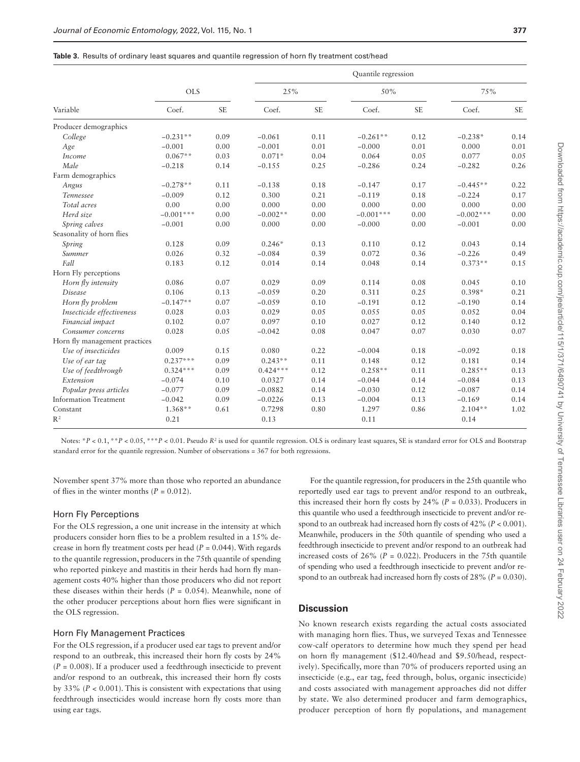**Table 3.** Results of ordinary least squares and quantile regression of horn fly treatment cost/head

| Variable | OLS | | Quantile regression | | | | | |
|---|---|---|---|---|---|---|---|---|
| | | | 25% | | 50% | | 75% | |
| | Coef. | SE | Coef. | SE | Coef. | SE | Coef. | SE |
| Producer demographics | | | | | | | | |
| *College* | −0.231** | 0.09 | −0.061 | 0.11 | −0.261** | 0.12 | −0.238* | 0.14 |
| *Age* | −0.001 | 0.00 | −0.001 | 0.01 | −0.000 | 0.01 | 0.000 | 0.01 |
| *Income* | 0.067** | 0.03 | 0.071* | 0.04 | 0.064 | 0.05 | 0.077 | 0.05 |
| *Male* | −0.218 | 0.14 | −0.155 | 0.25 | −0.286 | 0.24 | −0.282 | 0.26 |
| Farm demographics | | | | | | | | |
| *Angus* | −0.278** | 0.11 | −0.138 | 0.18 | −0.147 | 0.17 | −0.445** | 0.22 |
| *Tennessee* | −0.009 | 0.12 | 0.300 | 0.21 | −0.119 | 0.18 | −0.224 | 0.17 |
| *Total acres* | 0.00 | 0.00 | 0.000 | 0.00 | 0.000 | 0.00 | 0.000 | 0.00 |
| *Herd size* | −0.001*** | 0.00 | −0.002** | 0.00 | −0.001*** | 0.00 | −0.002*** | 0.00 |
| *Spring calves* | −0.001 | 0.00 | 0.000 | 0.00 | −0.000 | 0.00 | −0.001 | 0.00 |
| Seasonality of horn flies | | | | | | | | |
| *Spring* | 0.128 | 0.09 | 0.246* | 0.13 | 0.110 | 0.12 | 0.043 | 0.14 |
| *Summer* | 0.026 | 0.32 | −0.084 | 0.39 | 0.072 | 0.36 | −0.226 | 0.49 |
| *Fall* | 0.183 | 0.12 | 0.014 | 0.14 | 0.048 | 0.14 | 0.373** | 0.15 |
| Horn Fly perceptions | | | | | | | | |
| *Horn fly intensity* | 0.086 | 0.07 | 0.029 | 0.09 | 0.114 | 0.08 | 0.045 | 0.10 |
| *Disease* | 0.106 | 0.13 | −0.059 | 0.20 | 0.311 | 0.25 | 0.398* | 0.21 |
| *Horn fly problem* | −0.147** | 0.07 | −0.059 | 0.10 | −0.191 | 0.12 | −0.190 | 0.14 |
| *Insecticide effectiveness* | 0.028 | 0.03 | 0.029 | 0.05 | 0.055 | 0.05 | 0.052 | 0.04 |
| *Financial impact* | 0.102 | 0.07 | 0.097 | 0.10 | 0.027 | 0.12 | 0.140 | 0.12 |
| *Consumer concerns* | 0.028 | 0.05 | −0.042 | 0.08 | 0.047 | 0.07 | 0.030 | 0.07 |
| Horn fly management practices | | | | | | | | |
| *Use of insecticides* | 0.009 | 0.15 | 0.080 | 0.22 | −0.004 | 0.18 | −0.092 | 0.18 |
| *Use of ear tag* | 0.237*** | 0.09 | 0.243** | 0.11 | 0.148 | 0.12 | 0.181 | 0.14 |
| *Use of feedthrough* | 0.324*** | 0.09 | 0.424*** | 0.12 | 0.258** | 0.11 | 0.285** | 0.13 |
| *Extension* | −0.074 | 0.10 | 0.0327 | 0.14 | −0.044 | 0.14 | −0.084 | 0.13 |
| *Popular press articles* | −0.077 | 0.09 | −0.0882 | 0.14 | −0.030 | 0.12 | −0.087 | 0.14 |
| Information Treatment | −0.042 | 0.09 | −0.0226 | 0.13 | −0.004 | 0.13 | −0.169 | 0.14 |
| Constant | 1.368** | 0.61 | 0.7298 | 0.80 | 1.297 | 0.86 | 2.104** | 1.02 |
| $R^2$ | 0.21 | | 0.13 | | 0.11 | | 0.14 | |

Notes: *$P < 0.1$, **$P < 0.05$, ***$P < 0.01$. Pseudo $R^2$ is used for quantile regression. OLS is ordinary least squares, SE is standard error for OLS and Bootstrap standard error for the quantile regression. Number of observations = 367 for both regressions.

November spent 37% more than those who reported an abundance of flies in the winter months ($P = 0.012$).

### Horn Fly Perceptions

For the OLS regression, a one unit increase in the intensity at which producers consider horn flies to be a problem resulted in a 15% decrease in horn fly treatment costs per head ($P = 0.044$). With regards to the quantile regression, producers in the 75th quantile of spending who reported pinkeye and mastitis in their herds had horn fly management costs 40% higher than those producers who did not report these diseases within their herds ($P = 0.054$). Meanwhile, none of the other producer perceptions about horn flies were significant in the OLS regression.

### Horn Fly Management Practices

For the OLS regression, if a producer used ear tags to prevent and/or respond to an outbreak, this increased their horn fly costs by 24% ($P = 0.008$). If a producer used a feedthrough insecticide to prevent and/or respond to an outbreak, this increased their horn fly costs by 33% ($P < 0.001$). This is consistent with expectations that using feedthrough insecticides would increase horn fly costs more than using ear tags.

For the quantile regression, for producers in the 25th quantile who reportedly used ear tags to prevent and/or respond to an outbreak, this increased their horn fly costs by 24% ($P = 0.033$). Producers in this quantile who used a feedthrough insecticide to prevent and/or respond to an outbreak had increased horn fly costs of 42% ($P < 0.001$). Meanwhile, producers in the 50th quantile of spending who used a feedthrough insecticide to prevent and/or respond to an outbreak had increased costs of 26% ($P = 0.022$). Producers in the 75th quantile of spending who used a feedthrough insecticide to prevent and/or respond to an outbreak had increased horn fly costs of 28% ($P = 0.030$).

## Discussion

No known research exists regarding the actual costs associated with managing horn flies. Thus, we surveyed Texas and Tennessee cow-calf operators to determine how much they spend per head on horn fly management (\$12.40/head and \$9.50/head, respectively). Specifically, more than 70% of producers reported using an insecticide (e.g., ear tag, feed through, bolus, organic insecticide) and costs associated with management approaches did not differ by state. We also determined producer and farm demographics, producer perception of horn fly populations, and management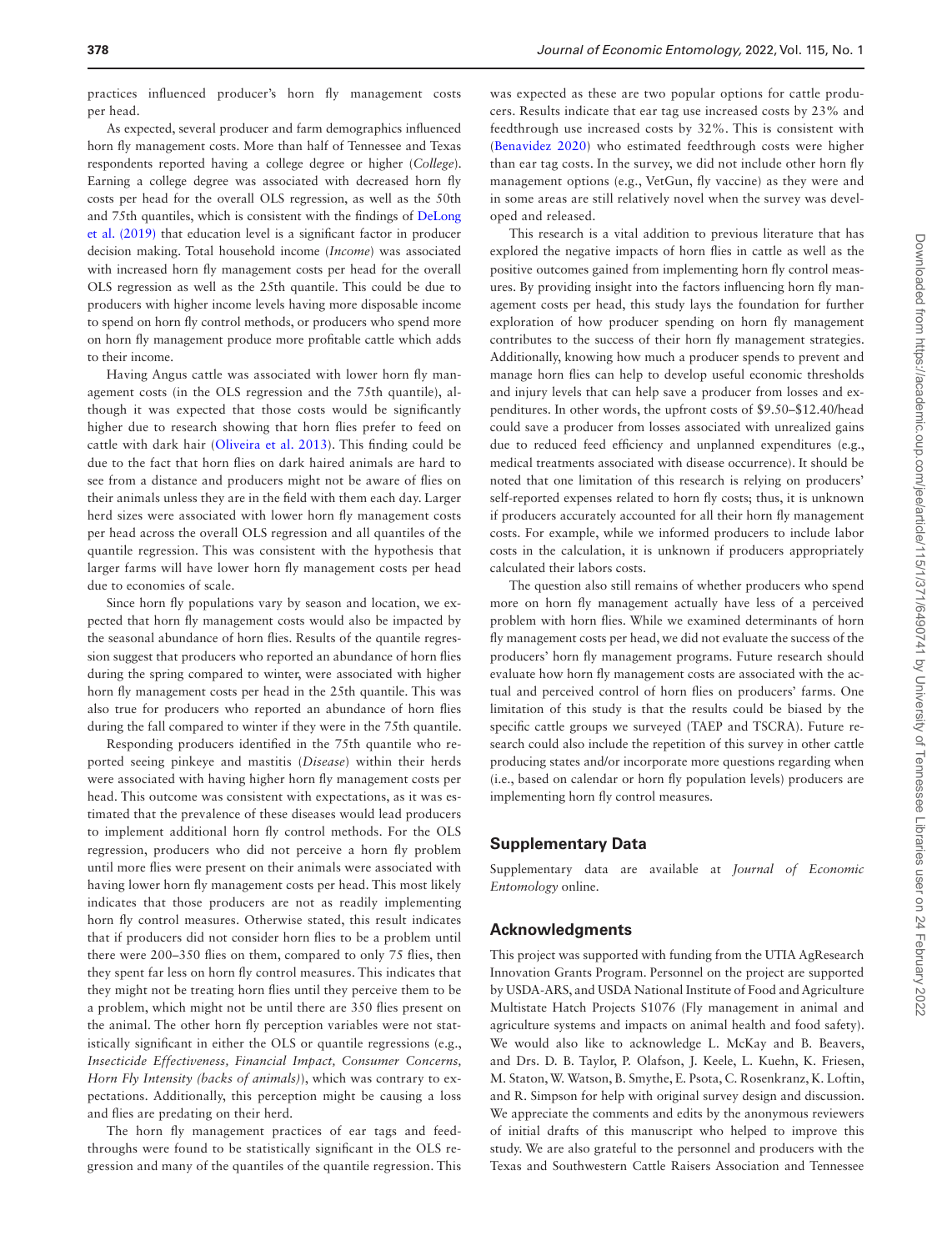practices influenced producer's horn fly management costs per head.

As expected, several producer and farm demographics influenced horn fly management costs. More than half of Tennessee and Texas respondents reported having a college degree or higher (*College*). Earning a college degree was associated with decreased horn fly costs per head for the overall OLS regression, as well as the 50th and 75th quantiles, which is consistent with the findings of DeLong et al. (2019) that education level is a significant factor in producer decision making. Total household income (*Income*) was associated with increased horn fly management costs per head for the overall OLS regression as well as the 25th quantile. This could be due to producers with higher income levels having more disposable income to spend on horn fly control methods, or producers who spend more on horn fly management produce more profitable cattle which adds to their income.

Having Angus cattle was associated with lower horn fly management costs (in the OLS regression and the 75th quantile), although it was expected that those costs would be significantly higher due to research showing that horn flies prefer to feed on cattle with dark hair (Oliveira et al. 2013). This finding could be due to the fact that horn flies on dark haired animals are hard to see from a distance and producers might not be aware of flies on their animals unless they are in the field with them each day. Larger herd sizes were associated with lower horn fly management costs per head across the overall OLS regression and all quantiles of the quantile regression. This was consistent with the hypothesis that larger farms will have lower horn fly management costs per head due to economies of scale.

Since horn fly populations vary by season and location, we expected that horn fly management costs would also be impacted by the seasonal abundance of horn flies. Results of the quantile regression suggest that producers who reported an abundance of horn flies during the spring compared to winter, were associated with higher horn fly management costs per head in the 25th quantile. This was also true for producers who reported an abundance of horn flies during the fall compared to winter if they were in the 75th quantile.

Responding producers identified in the 75th quantile who reported seeing pinkeye and mastitis (*Disease*) within their herds were associated with having higher horn fly management costs per head. This outcome was consistent with expectations, as it was estimated that the prevalence of these diseases would lead producers to implement additional horn fly control methods. For the OLS regression, producers who did not perceive a horn fly problem until more flies were present on their animals were associated with having lower horn fly management costs per head. This most likely indicates that those producers are not as readily implementing horn fly control measures. Otherwise stated, this result indicates that if producers did not consider horn flies to be a problem until there were 200–350 flies on them, compared to only 75 flies, then they spent far less on horn fly control measures. This indicates that they might not be treating horn flies until they perceive them to be a problem, which might not be until there are 350 flies present on the animal. The other horn fly perception variables were not statistically significant in either the OLS or quantile regressions (e.g., *Insecticide Effectiveness, Financial Impact, Consumer Concerns, Horn Fly Intensity (backs of animals)*), which was contrary to expectations. Additionally, this perception might be causing a loss and flies are predating on their herd.

The horn fly management practices of ear tags and feedthroughs were found to be statistically significant in the OLS regression and many of the quantiles of the quantile regression. This was expected as these are two popular options for cattle producers. Results indicate that ear tag use increased costs by 23% and feedthrough use increased costs by 32%. This is consistent with (Benavidez 2020) who estimated feedthrough costs were higher than ear tag costs. In the survey, we did not include other horn fly management options (e.g., VetGun, fly vaccine) as they were and in some areas are still relatively novel when the survey was developed and released.

This research is a vital addition to previous literature that has explored the negative impacts of horn flies in cattle as well as the positive outcomes gained from implementing horn fly control measures. By providing insight into the factors influencing horn fly management costs per head, this study lays the foundation for further exploration of how producer spending on horn fly management contributes to the success of their horn fly management strategies. Additionally, knowing how much a producer spends to prevent and manage horn flies can help to develop useful economic thresholds and injury levels that can help save a producer from losses and expenditures. In other words, the upfront costs of \$9.50–\$12.40/head could save a producer from losses associated with unrealized gains due to reduced feed efficiency and unplanned expenditures (e.g., medical treatments associated with disease occurrence). It should be noted that one limitation of this research is relying on producers' self-reported expenses related to horn fly costs; thus, it is unknown if producers accurately accounted for all their horn fly management costs. For example, while we informed producers to include labor costs in the calculation, it is unknown if producers appropriately calculated their labors costs.

The question also still remains of whether producers who spend more on horn fly management actually have less of a perceived problem with horn flies. While we examined determinants of horn fly management costs per head, we did not evaluate the success of the producers' horn fly management programs. Future research should evaluate how horn fly management costs are associated with the actual and perceived control of horn flies on producers' farms. One limitation of this study is that the results could be biased by the specific cattle groups we surveyed (TAEP and TSCRA). Future research could also include the repetition of this survey in other cattle producing states and/or incorporate more questions regarding when (i.e., based on calendar or horn fly population levels) producers are implementing horn fly control measures.

## Supplementary Data

Supplementary data are available at *Journal of Economic Entomology* online.

## Acknowledgments

This project was supported with funding from the UTIA AgResearch Innovation Grants Program. Personnel on the project are supported by USDA-ARS, and USDA National Institute of Food and Agriculture Multistate Hatch Projects S1076 (Fly management in animal and agriculture systems and impacts on animal health and food safety). We would also like to acknowledge L. McKay and B. Beavers, and Drs. D. B. Taylor, P. Olafson, J. Keele, L. Kuehn, K. Friesen, M. Staton, W. Watson, B. Smythe, E. Psota, C. Rosenkranz, K. Loftin, and R. Simpson for help with original survey design and discussion. We appreciate the comments and edits by the anonymous reviewers of initial drafts of this manuscript who helped to improve this study. We are also grateful to the personnel and producers with the Texas and Southwestern Cattle Raisers Association and Tennessee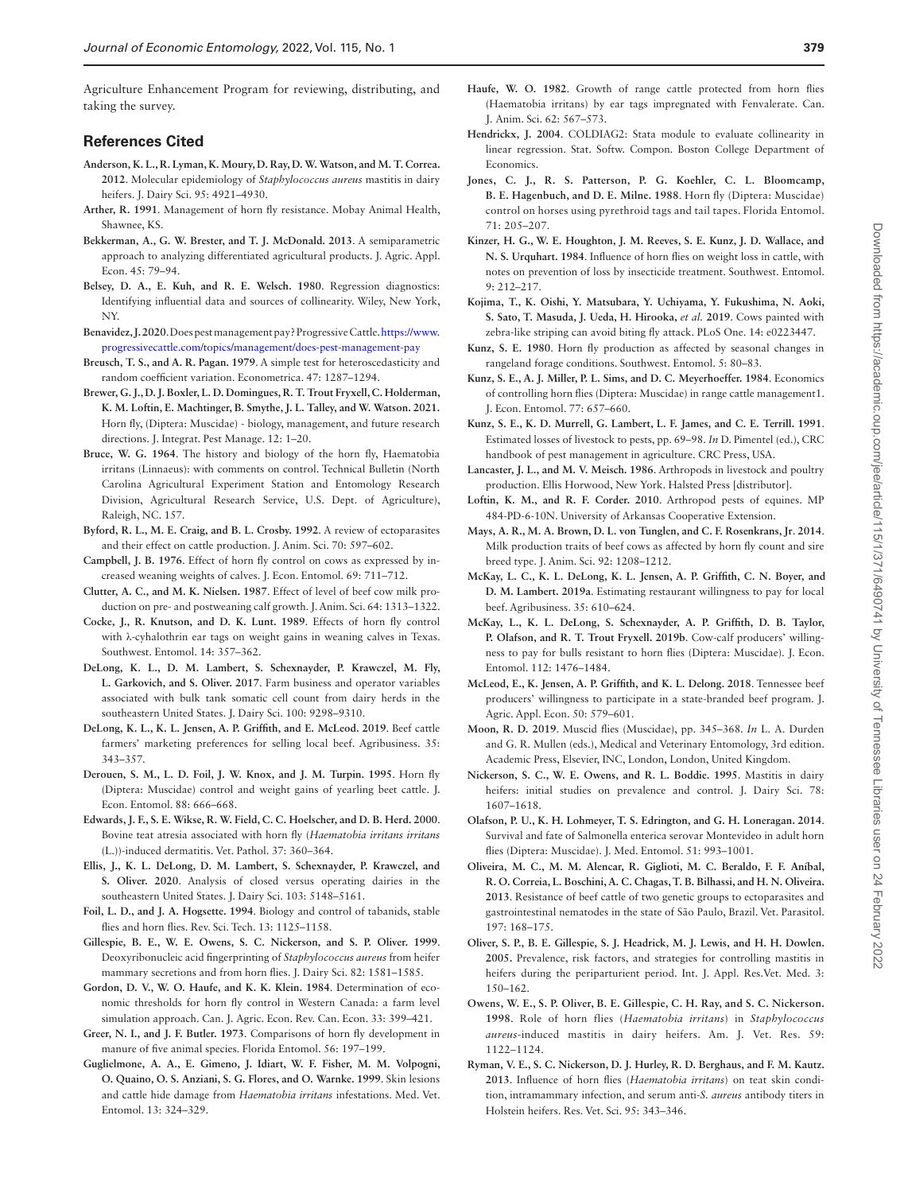Agriculture Enhancement Program for reviewing, distributing, and taking the survey.

## References Cited

**Anderson, K. L., R. Lyman, K. Moury, D. Ray, D. W. Watson, and M. T. Correa. 2012**. Molecular epidemiology of *Staphylococcus aureus* mastitis in dairy heifers. J. Dairy Sci. 95: 4921–4930.

**Arther, R. 1991**. Management of horn fly resistance. Mobay Animal Health, Shawnee, KS.

**Bekkerman, A., G. W. Brester, and T. J. McDonald. 2013**. A semiparametric approach to analyzing differentiated agricultural products. J. Agric. Appl. Econ. 45: 79–94.

**Belsey, D. A., E. Kuh, and R. E. Welsch. 1980**. Regression diagnostics: Identifying influential data and sources of collinearity. Wiley, New York, NY.

**Benavidez, J. 2020**. Does pest management pay? Progressive Cattle. https://www.progressivecattle.com/topics/management/does-pest-management-pay

**Breusch, T. S., and A. R. Pagan. 1979**. A simple test for heteroscedasticity and random coefficient variation. Econometrica. 47: 1287–1294.

**Brewer, G. J., D. J. Boxler, L. D. Domingues, R. T. Trout Fryxell, C. Holderman, K. M. Loftin, E. Machtinger, B. Smythe, J. L. Talley, and W. Watson. 2021**. Horn fly, (Diptera: Muscidae) - biology, management, and future research directions. J. Integrat. Pest Manage. 12: 1–20.

**Bruce, W. G. 1964**. The history and biology of the horn fly, Haematobia irritans (Linnaeus): with comments on control. Technical Bulletin (North Carolina Agricultural Experiment Station and Entomology Research Division, Agricultural Research Service, U.S. Dept. of Agriculture), Raleigh, NC. 157.

**Byford, R. L., M. E. Craig, and B. L. Crosby. 1992**. A review of ectoparasites and their effect on cattle production. J. Anim. Sci. 70: 597–602.

**Campbell, J. B. 1976**. Effect of horn fly control on cows as expressed by increased weaning weights of calves. J. Econ. Entomol. 69: 711–712.

**Clutter, A. C., and M. K. Nielsen. 1987**. Effect of level of beef cow milk production on pre- and postweaning calf growth. J. Anim. Sci. 64: 1313–1322.

**Cocke, J., R. Knutson, and D. K. Lunt. 1989**. Effects of horn fly control with λ-cyhalothrin ear tags on weight gains in weaning calves in Texas. Southwest. Entomol. 14: 357–362.

**DeLong, K. L., D. M. Lambert, S. Schexnayder, P. Krawczel, M. Fly, L. Garkovich, and S. Oliver. 2017**. Farm business and operator variables associated with bulk tank somatic cell count from dairy herds in the southeastern United States. J. Dairy Sci. 100: 9298–9310.

**DeLong, K. L., K. L. Jensen, A. P. Griffith, and E. McLeod. 2019**. Beef cattle farmers' marketing preferences for selling local beef. Agribusiness. 35: 343–357.

**Derouen, S. M., L. D. Foil, J. W. Knox, and J. M. Turpin. 1995**. Horn fly (Diptera: Muscidae) control and weight gains of yearling beet cattle. J. Econ. Entomol. 88: 666–668.

**Edwards, J. F., S. E. Wikse, R. W. Field, C. C. Hoelscher, and D. B. Herd. 2000**. Bovine teat atresia associated with horn fly (*Haematobia irritans irritans* (L.))-induced dermatitis. Vet. Pathol. 37: 360–364.

**Ellis, J., K. L. DeLong, D. M. Lambert, S. Schexnayder, P. Krawczel, and S. Oliver. 2020**. Analysis of closed versus operating dairies in the southeastern United States. J. Dairy Sci. 103: 5148–5161.

**Foil, L. D., and J. A. Hogsette. 1994**. Biology and control of tabanids, stable flies and horn flies. Rev. Sci. Tech. 13: 1125–1158.

**Gillespie, B. E., W. E. Owens, S. C. Nickerson, and S. P. Oliver. 1999**. Deoxyribonucleic acid fingerprinting of *Staphylococcus aureus* from heifer mammary secretions and from horn flies. J. Dairy Sci. 82: 1581–1585.

**Gordon, D. V., W. O. Haufe, and K. K. Klein. 1984**. Determination of economic thresholds for horn fly control in Western Canada: a farm level simulation approach. Can. J. Agric. Econ. Rev. Can. Econ. 33: 399–421.

**Greer, N. I., and J. F. Butler. 1973**. Comparisons of horn fly development in manure of five animal species. Florida Entomol. 56: 197–199.

**Guglielmone, A. A., E. Gimeno, J. Idiart, W. F. Fisher, M. M. Volpogni, O. Quaino, O. S. Anziani, S. G. Flores, and O. Warnke. 1999**. Skin lesions and cattle hide damage from *Haematobia irritans* infestations. Med. Vet. Entomol. 13: 324–329.

**Haufe, W. O. 1982**. Growth of range cattle protected from horn flies (Haematobia irritans) by ear tags impregnated with Fenvalerate. Can. J. Anim. Sci. 62: 567–573.

**Hendrickx, J. 2004**. COLDIAG2: Stata module to evaluate collinearity in linear regression. Stat. Softw. Compon. Boston College Department of Economics.

**Jones, C. J., R. S. Patterson, P. G. Koehler, C. L. Bloomcamp, B. E. Hagenbuch, and D. E. Milne. 1988**. Horn fly (Diptera: Muscidae) control on horses using pyrethroid tags and tail tapes. Florida Entomol. 71: 205–207.

**Kinzer, H. G., W. E. Houghton, J. M. Reeves, S. E. Kunz, J. D. Wallace, and N. S. Urquhart. 1984**. Influence of horn flies on weight loss in cattle, with notes on prevention of loss by insecticide treatment. Southwest. Entomol. 9: 212–217.

**Kojima, T., K. Oishi, Y. Matsubara, Y. Uchiyama, Y. Fukushima, N. Aoki, S. Sato, T. Masuda, J. Ueda, H. Hirooka, *et al.* 2019**. Cows painted with zebra-like striping can avoid biting fly attack. PLoS One. 14: e0223447.

**Kunz, S. E. 1980**. Horn fly production as affected by seasonal changes in rangeland forage conditions. Southwest. Entomol. 5: 80–83.

**Kunz, S. E., A. J. Miller, P. L. Sims, and D. C. Meyerhoeffer. 1984**. Economics of controlling horn flies (Diptera: Muscidae) in range cattle management1. J. Econ. Entomol. 77: 657–660.

**Kunz, S. E., K. D. Murrell, G. Lambert, L. F. James, and C. E. Terrill. 1991**. Estimated losses of livestock to pests, pp. 69–98. *In* D. Pimentel (ed.), CRC handbook of pest management in agriculture. CRC Press, USA.

**Lancaster, J. L., and M. V. Meisch. 1986**. Arthropods in livestock and poultry production. Ellis Horwood, New York. Halsted Press [distributor].

**Loftin, K. M., and R. F. Corder. 2010**. Arthropod pests of equines. MP 484-PD-6-10N. University of Arkansas Cooperative Extension.

**Mays, A. R., M. A. Brown, D. L. von Tunglen, and C. F. Rosenkrans, Jr. 2014**. Milk production traits of beef cows as affected by horn fly count and sire breed type. J. Anim. Sci. 92: 1208–1212.

**McKay, L. C., K. L. DeLong, K. L. Jensen, A. P. Griffith, C. N. Boyer, and D. M. Lambert. 2019a**. Estimating restaurant willingness to pay for local beef. Agribusiness. 35: 610–624.

**McKay, L., K. L. DeLong, S. Schexnayder, A. P. Griffith, D. B. Taylor, P. Olafson, and R. T. Trout Fryxell. 2019b**. Cow-calf producers' willingness to pay for bulls resistant to horn flies (Diptera: Muscidae). J. Econ. Entomol. 112: 1476–1484.

**McLeod, E., K. Jensen, A. P. Griffith, and K. L. Delong. 2018**. Tennessee beef producers' willingness to participate in a state-branded beef program. J. Agric. Appl. Econ. 50: 579–601.

**Moon, R. D. 2019**. Muscid flies (Muscidae), pp. 345–368. *In* L. A. Durden and G. R. Mullen (eds.), Medical and Veterinary Entomology, 3rd edition. Academic Press, Elsevier, INC, London, London, United Kingdom.

**Nickerson, S. C., W. E. Owens, and R. L. Boddie. 1995**. Mastitis in dairy heifers: initial studies on prevalence and control. J. Dairy Sci. 78: 1607–1618.

**Olafson, P. U., K. H. Lohmeyer, T. S. Edrington, and G. H. Loneragan. 2014**. Survival and fate of Salmonella enterica serovar Montevideo in adult horn flies (Diptera: Muscidae). J. Med. Entomol. 51: 993–1001.

**Oliveira, M. C., M. M. Alencar, R. Giglioti, M. C. Beraldo, F. F. Aníbal, R. O. Correia, L. Boschini, A. C. Chagas, T. B. Bilhassi, and H. N. Oliveira. 2013**. Resistance of beef cattle of two genetic groups to ectoparasites and gastrointestinal nematodes in the state of São Paulo, Brazil. Vet. Parasitol. 197: 168–175.

**Oliver, S. P., B. E. Gillespie, S. J. Headrick, M. J. Lewis, and H. H. Dowlen. 2005**. Prevalence, risk factors, and strategies for controlling mastitis in heifers during the periparturient period. Int. J. Appl. Res.Vet. Med. 3: 150–162.

**Owens, W. E., S. P. Oliver, B. E. Gillespie, C. H. Ray, and S. C. Nickerson. 1998**. Role of horn flies (*Haematobia irritans*) in *Staphylococcus aureus*-induced mastitis in dairy heifers. Am. J. Vet. Res. 59: 1122–1124.

**Ryman, V. E., S. C. Nickerson, D. J. Hurley, R. D. Berghaus, and F. M. Kautz. 2013**. Influence of horn flies (*Haematobia irritans*) on teat skin condition, intramammary infection, and serum anti-*S. aureus* antibody titers in Holstein heifers. Res. Vet. Sci. 95: 343–346.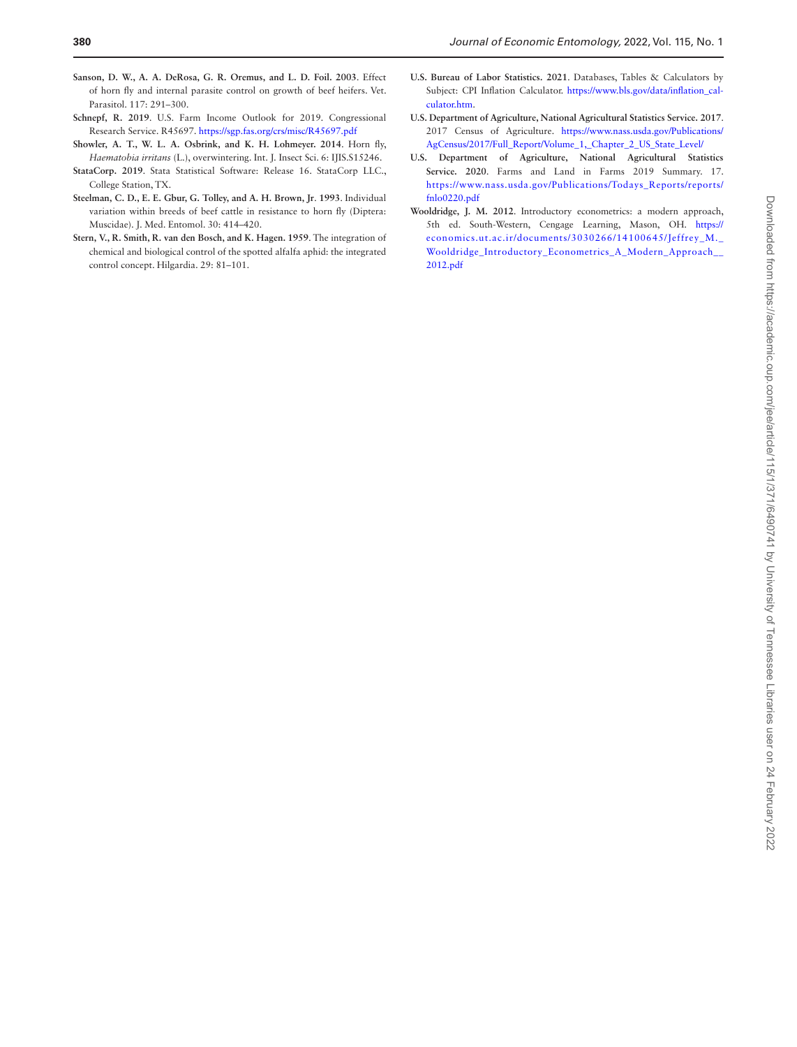**Sanson, D. W., A. A. DeRosa, G. R. Oremus, and L. D. Foil. 2003**. Effect of horn fly and internal parasite control on growth of beef heifers. Vet. Parasitol. 117: 291–300.

**Schnepf, R. 2019**. U.S. Farm Income Outlook for 2019. Congressional Research Service. R45697. https://sgp.fas.org/crs/misc/R45697.pdf

**Showler, A. T., W. L. A. Osbrink, and K. H. Lohmeyer. 2014**. Horn fly, *Haematobia irritans* (L.), overwintering. Int. J. Insect Sci. 6: IJIS.S15246.

**StataCorp. 2019**. Stata Statistical Software: Release 16. StataCorp LLC., College Station, TX.

**Steelman, C. D., E. E. Gbur, G. Tolley, and A. H. Brown, Jr. 1993**. Individual variation within breeds of beef cattle in resistance to horn fly (Diptera: Muscidae). J. Med. Entomol. 30: 414–420.

**Stern, V., R. Smith, R. van den Bosch, and K. Hagen. 1959**. The integration of chemical and biological control of the spotted alfalfa aphid: the integrated control concept. Hilgardia. 29: 81–101.

**U.S. Bureau of Labor Statistics. 2021**. Databases, Tables & Calculators by Subject: CPI Inflation Calculator. https://www.bls.gov/data/inflation_calculator.htm.

**U.S. Department of Agriculture, National Agricultural Statistics Service. 2017**. 2017 Census of Agriculture. https://www.nass.usda.gov/Publications/AgCensus/2017/Full_Report/Volume_1,_Chapter_2_US_State_Level/

**U.S. Department of Agriculture, National Agricultural Statistics Service. 2020**. Farms and Land in Farms 2019 Summary. 17. https://www.nass.usda.gov/Publications/Todays_Reports/reports/fnlo0220.pdf

**Wooldridge, J. M. 2012**. Introductory econometrics: a modern approach, 5th ed. South-Western, Cengage Learning, Mason, OH. https://economics.ut.ac.ir/documents/3030266/14100645/Jeffrey_M._Wooldridge_Introductory_Econometrics_A_Modern_Approach__2012.pdf